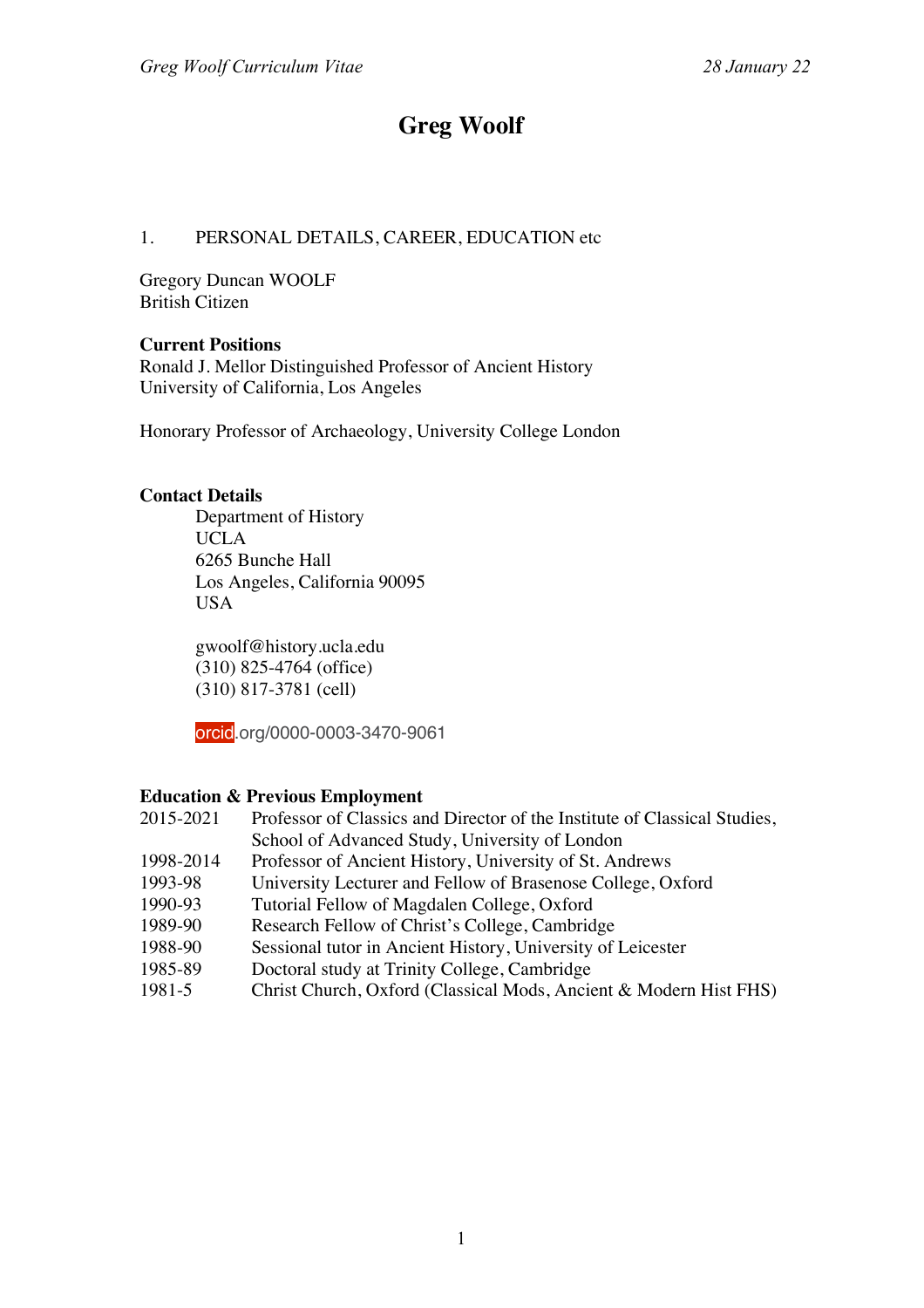# Greg Woolf

1. PERSONAL DETAILS, CAREER, EDUCATION etc

Gregory Duncan WOOLF
British Citizen

**Current Positions**
Ronald J. Mellor Distinguished Professor of Ancient History
University of California, Los Angeles

Honorary Professor of Archaeology, University College London

**Contact Details**

Department of History
UCLA
6265 Bunche Hall
Los Angeles, California 90095
USA

gwoolf@history.ucla.edu
(310) 825-4764 (office)
(310) 817-3781 (cell)

orcid.org/0000-0003-3470-9061

**Education & Previous Employment**

| | |
|---|---|
| 2015-2021 | Professor of Classics and Director of the Institute of Classical Studies, School of Advanced Study, University of London |
| 1998-2014 | Professor of Ancient History, University of St. Andrews |
| 1993-98 | University Lecturer and Fellow of Brasenose College, Oxford |
| 1990-93 | Tutorial Fellow of Magdalen College, Oxford |
| 1989-90 | Research Fellow of Christ's College, Cambridge |
| 1988-90 | Sessional tutor in Ancient History, University of Leicester |
| 1985-89 | Doctoral study at Trinity College, Cambridge |
| 1981-5 | Christ Church, Oxford (Classical Mods, Ancient & Modern Hist FHS) |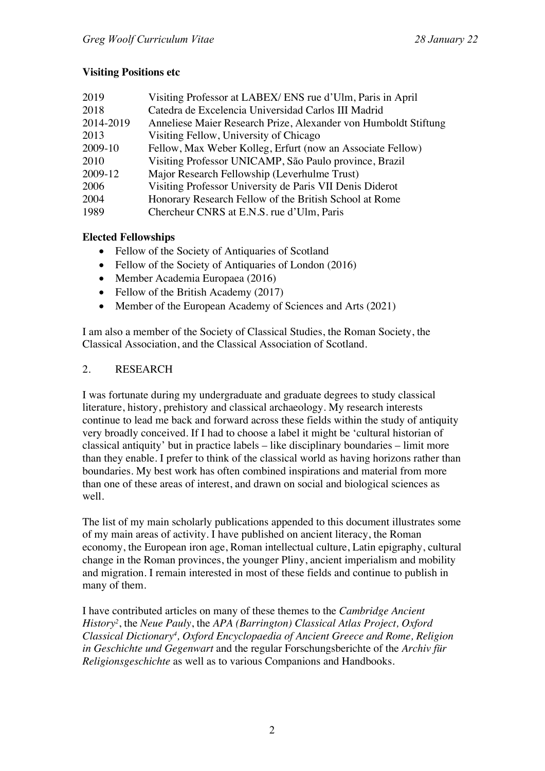**Visiting Positions etc**

| | |
|---|---|
| 2019 | Visiting Professor at LABEX/ ENS rue d'Ulm, Paris in April |
| 2018 | Catedra de Excelencia Universidad Carlos III Madrid |
| 2014-2019 | Anneliese Maier Research Prize, Alexander von Humboldt Stiftung |
| 2013 | Visiting Fellow, University of Chicago |
| 2009-10 | Fellow, Max Weber Kolleg, Erfurt (now an Associate Fellow) |
| 2010 | Visiting Professor UNICAMP, São Paulo province, Brazil |
| 2009-12 | Major Research Fellowship (Leverhulme Trust) |
| 2006 | Visiting Professor University de Paris VII Denis Diderot |
| 2004 | Honorary Research Fellow of the British School at Rome |
| 1989 | Chercheur CNRS at E.N.S. rue d'Ulm, Paris |

**Elected Fellowships**

- Fellow of the Society of Antiquaries of Scotland
- Fellow of the Society of Antiquaries of London (2016)
- Member Academia Europaea (2016)
- Fellow of the British Academy (2017)
- Member of the European Academy of Sciences and Arts (2021)

I am also a member of the Society of Classical Studies, the Roman Society, the Classical Association, and the Classical Association of Scotland.

## 2. RESEARCH

I was fortunate during my undergraduate and graduate degrees to study classical literature, history, prehistory and classical archaeology. My research interests continue to lead me back and forward across these fields within the study of antiquity very broadly conceived. If I had to choose a label it might be 'cultural historian of classical antiquity' but in practice labels – like disciplinary boundaries – limit more than they enable. I prefer to think of the classical world as having horizons rather than boundaries. My best work has often combined inspirations and material from more than one of these areas of interest, and drawn on social and biological sciences as well.

The list of my main scholarly publications appended to this document illustrates some of my main areas of activity. I have published on ancient literacy, the Roman economy, the European iron age, Roman intellectual culture, Latin epigraphy, cultural change in the Roman provinces, the younger Pliny, ancient imperialism and mobility and migration. I remain interested in most of these fields and continue to publish in many of them.

I have contributed articles on many of these themes to the *Cambridge Ancient History*[2], the *Neue Pauly*, the *APA (Barrington) Classical Atlas Project, Oxford Classical Dictionary*[4]*, Oxford Encyclopaedia of Ancient Greece and Rome, Religion in Geschichte und Gegenwart* and the regular Forschungsberichte of the *Archiv für Religionsgeschichte* as well as to various Companions and Handbooks.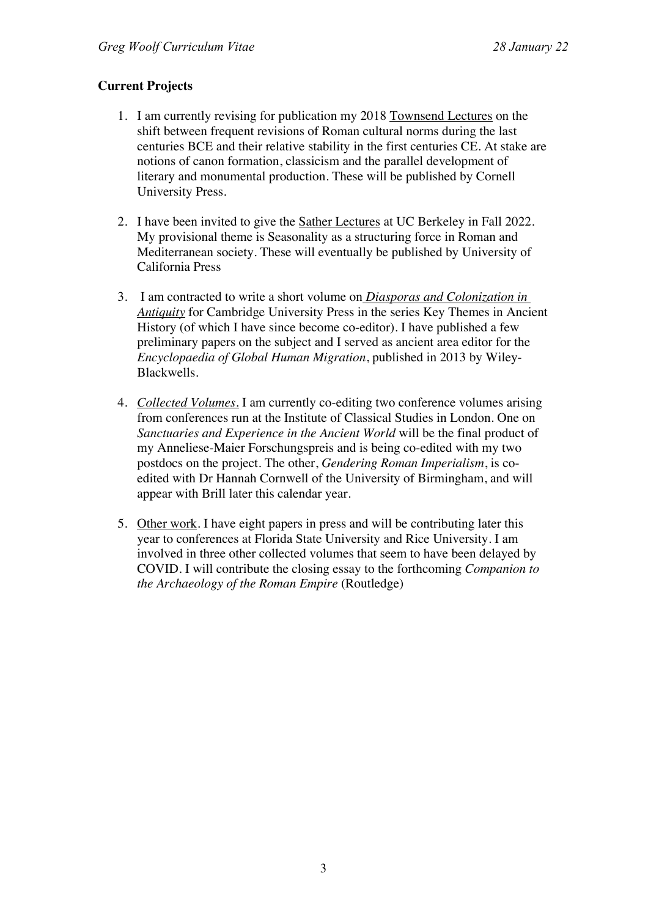**Current Projects**

1. I am currently revising for publication my 2018 Townsend Lectures on the shift between frequent revisions of Roman cultural norms during the last centuries BCE and their relative stability in the first centuries CE. At stake are notions of canon formation, classicism and the parallel development of literary and monumental production. These will be published by Cornell University Press.

2. I have been invited to give the Sather Lectures at UC Berkeley in Fall 2022. My provisional theme is Seasonality as a structuring force in Roman and Mediterranean society. These will eventually be published by University of California Press

3. I am contracted to write a short volume on *Diasporas and Colonization in Antiquity* for Cambridge University Press in the series Key Themes in Ancient History (of which I have since become co-editor). I have published a few preliminary papers on the subject and I served as ancient area editor for the *Encyclopaedia of Global Human Migration*, published in 2013 by Wiley-Blackwells.

4. *Collected Volumes*. I am currently co-editing two conference volumes arising from conferences run at the Institute of Classical Studies in London. One on *Sanctuaries and Experience in the Ancient World* will be the final product of my Anneliese-Maier Forschungspreis and is being co-edited with my two postdocs on the project. The other, *Gendering Roman Imperialism*, is co-edited with Dr Hannah Cornwell of the University of Birmingham, and will appear with Brill later this calendar year.

5. Other work. I have eight papers in press and will be contributing later this year to conferences at Florida State University and Rice University. I am involved in three other collected volumes that seem to have been delayed by COVID. I will contribute the closing essay to the forthcoming *Companion to the Archaeology of the Roman Empire* (Routledge)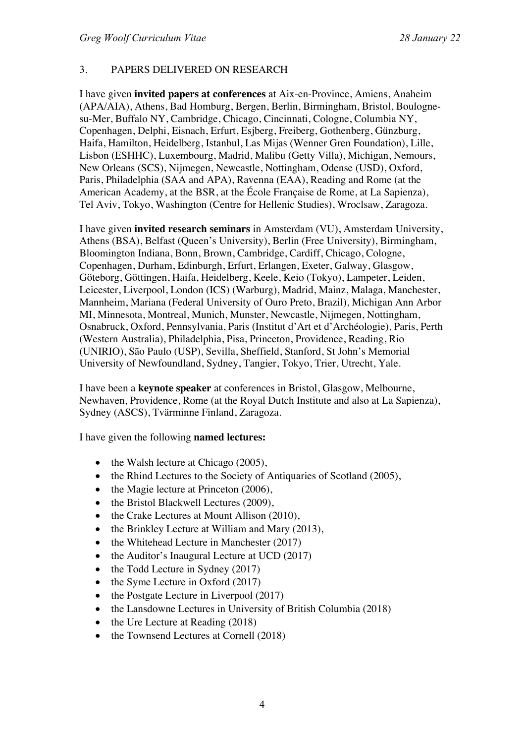## 3. PAPERS DELIVERED ON RESEARCH

I have given **invited papers at conferences** at Aix-en-Province, Amiens, Anaheim (APA/AIA), Athens, Bad Homburg, Bergen, Berlin, Birmingham, Bristol, Boulogne-su-Mer, Buffalo NY, Cambridge, Chicago, Cincinnati, Cologne, Columbia NY, Copenhagen, Delphi, Eisnach, Erfurt, Esjberg, Freiberg, Gothenberg, Günzburg, Haifa, Hamilton, Heidelberg, Istanbul, Las Mijas (Wenner Gren Foundation), Lille, Lisbon (ESHHC), Luxembourg, Madrid, Malibu (Getty Villa), Michigan, Nemours, New Orleans (SCS), Nijmegen, Newcastle, Nottingham, Odense (USD), Oxford, Paris, Philadelphia (SAA and APA), Ravenna (EAA), Reading and Rome (at the American Academy, at the BSR, at the École Française de Rome, at La Sapienza), Tel Aviv, Tokyo, Washington (Centre for Hellenic Studies), Wroclsaw, Zaragoza.

I have given **invited research seminars** in Amsterdam (VU), Amsterdam University, Athens (BSA), Belfast (Queen's University), Berlin (Free University), Birmingham, Bloomington Indiana, Bonn, Brown, Cambridge, Cardiff, Chicago, Cologne, Copenhagen, Durham, Edinburgh, Erfurt, Erlangen, Exeter, Galway, Glasgow, Göteborg, Göttingen, Haifa, Heidelberg, Keele, Keio (Tokyo), Lampeter, Leiden, Leicester, Liverpool, London (ICS) (Warburg), Madrid, Mainz, Malaga, Manchester, Mannheim, Mariana (Federal University of Ouro Preto, Brazil), Michigan Ann Arbor MI, Minnesota, Montreal, Munich, Munster, Newcastle, Nijmegen, Nottingham, Osnabruck, Oxford, Pennsylvania, Paris (Institut d'Art et d'Archéologie), Paris, Perth (Western Australia), Philadelphia, Pisa, Princeton, Providence, Reading, Rio (UNIRIO), São Paulo (USP), Sevilla, Sheffield, Stanford, St John's Memorial University of Newfoundland, Sydney, Tangier, Tokyo, Trier, Utrecht, Yale.

I have been a **keynote speaker** at conferences in Bristol, Glasgow, Melbourne, Newhaven, Providence, Rome (at the Royal Dutch Institute and also at La Sapienza), Sydney (ASCS), Tvärminne Finland, Zaragoza.

I have given the following **named lectures:**

- the Walsh lecture at Chicago (2005),
- the Rhind Lectures to the Society of Antiquaries of Scotland (2005),
- the Magie lecture at Princeton (2006),
- the Bristol Blackwell Lectures (2009),
- the Crake Lectures at Mount Allison (2010),
- the Brinkley Lecture at William and Mary (2013),
- the Whitehead Lecture in Manchester (2017)
- the Auditor's Inaugural Lecture at UCD (2017)
- the Todd Lecture in Sydney (2017)
- the Syme Lecture in Oxford (2017)
- the Postgate Lecture in Liverpool (2017)
- the Lansdowne Lectures in University of British Columbia (2018)
- the Ure Lecture at Reading (2018)
- the Townsend Lectures at Cornell (2018)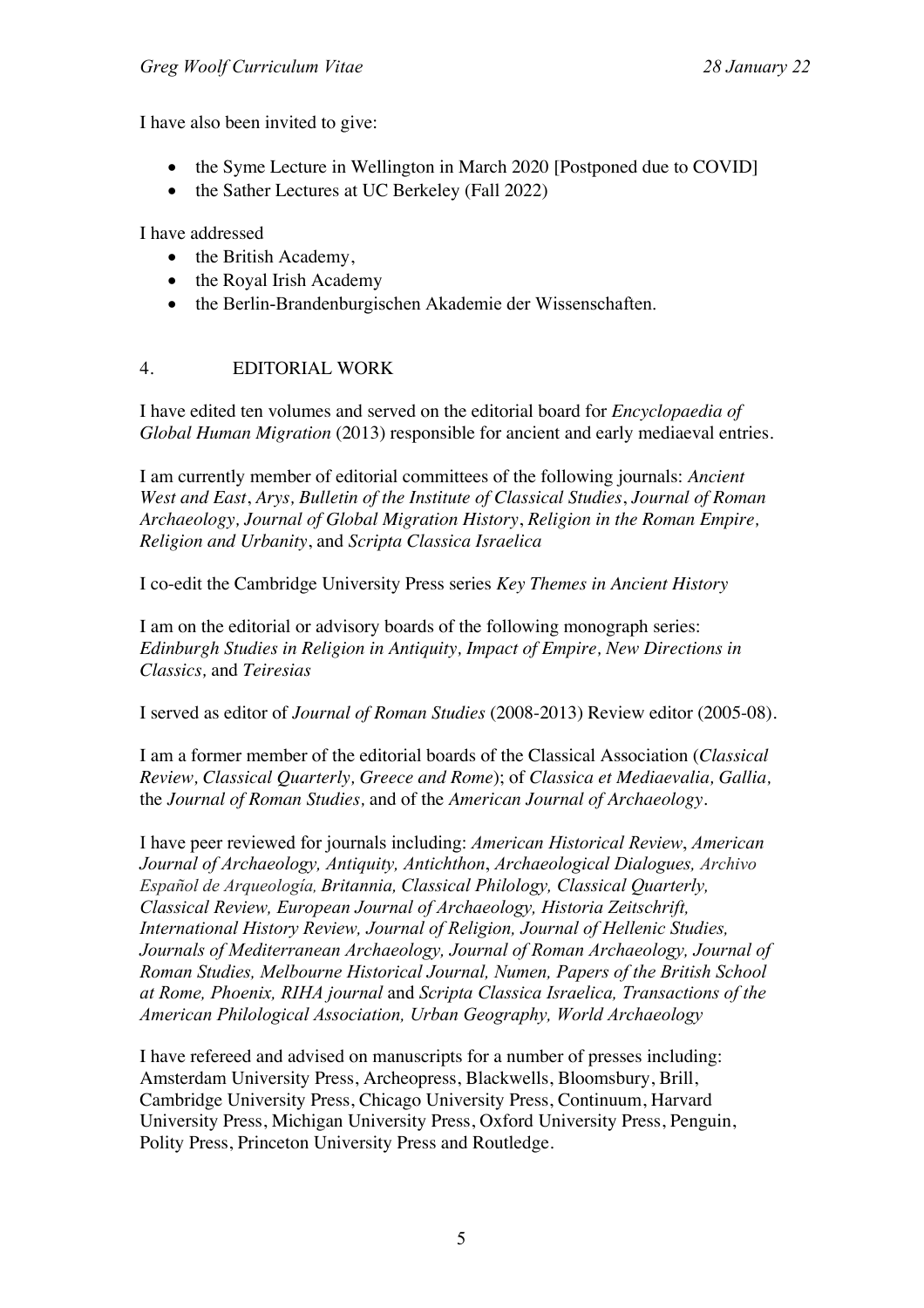I have also been invited to give:

- the Syme Lecture in Wellington in March 2020 [Postponed due to COVID]
- the Sather Lectures at UC Berkeley (Fall 2022)

I have addressed

- the British Academy,
- the Royal Irish Academy
- the Berlin-Brandenburgischen Akademie der Wissenschaften.

## 4. EDITORIAL WORK

I have edited ten volumes and served on the editorial board for *Encyclopaedia of Global Human Migration* (2013) responsible for ancient and early mediaeval entries.

I am currently member of editorial committees of the following journals: *Ancient West and East*, *Arys, Bulletin of the Institute of Classical Studies*, *Journal of Roman Archaeology, Journal of Global Migration History*, *Religion in the Roman Empire, Religion and Urbanity*, and *Scripta Classica Israelica*

I co-edit the Cambridge University Press series *Key Themes in Ancient History*

I am on the editorial or advisory boards of the following monograph series: *Edinburgh Studies in Religion in Antiquity, Impact of Empire, New Directions in Classics,* and *Teiresias*

I served as editor of *Journal of Roman Studies* (2008-2013) Review editor (2005-08).

I am a former member of the editorial boards of the Classical Association (*Classical Review, Classical Quarterly, Greece and Rome*); of *Classica et Mediaevalia, Gallia,* the *Journal of Roman Studies,* and of the *American Journal of Archaeology*.

I have peer reviewed for journals including: *American Historical Review*, *American Journal of Archaeology, Antiquity, Antichthon*, *Archaeological Dialogues, Archivo Español de Arqueología, Britannia, Classical Philology, Classical Quarterly, Classical Review, European Journal of Archaeology, Historia Zeitschrift, International History Review, Journal of Religion, Journal of Hellenic Studies, Journals of Mediterranean Archaeology, Journal of Roman Archaeology, Journal of Roman Studies, Melbourne Historical Journal, Numen, Papers of the British School at Rome, Phoenix, RIHA journal* and *Scripta Classica Israelica, Transactions of the American Philological Association, Urban Geography, World Archaeology*

I have refereed and advised on manuscripts for a number of presses including: Amsterdam University Press, Archeopress, Blackwells, Bloomsbury, Brill, Cambridge University Press, Chicago University Press, Continuum, Harvard University Press, Michigan University Press, Oxford University Press, Penguin, Polity Press, Princeton University Press and Routledge.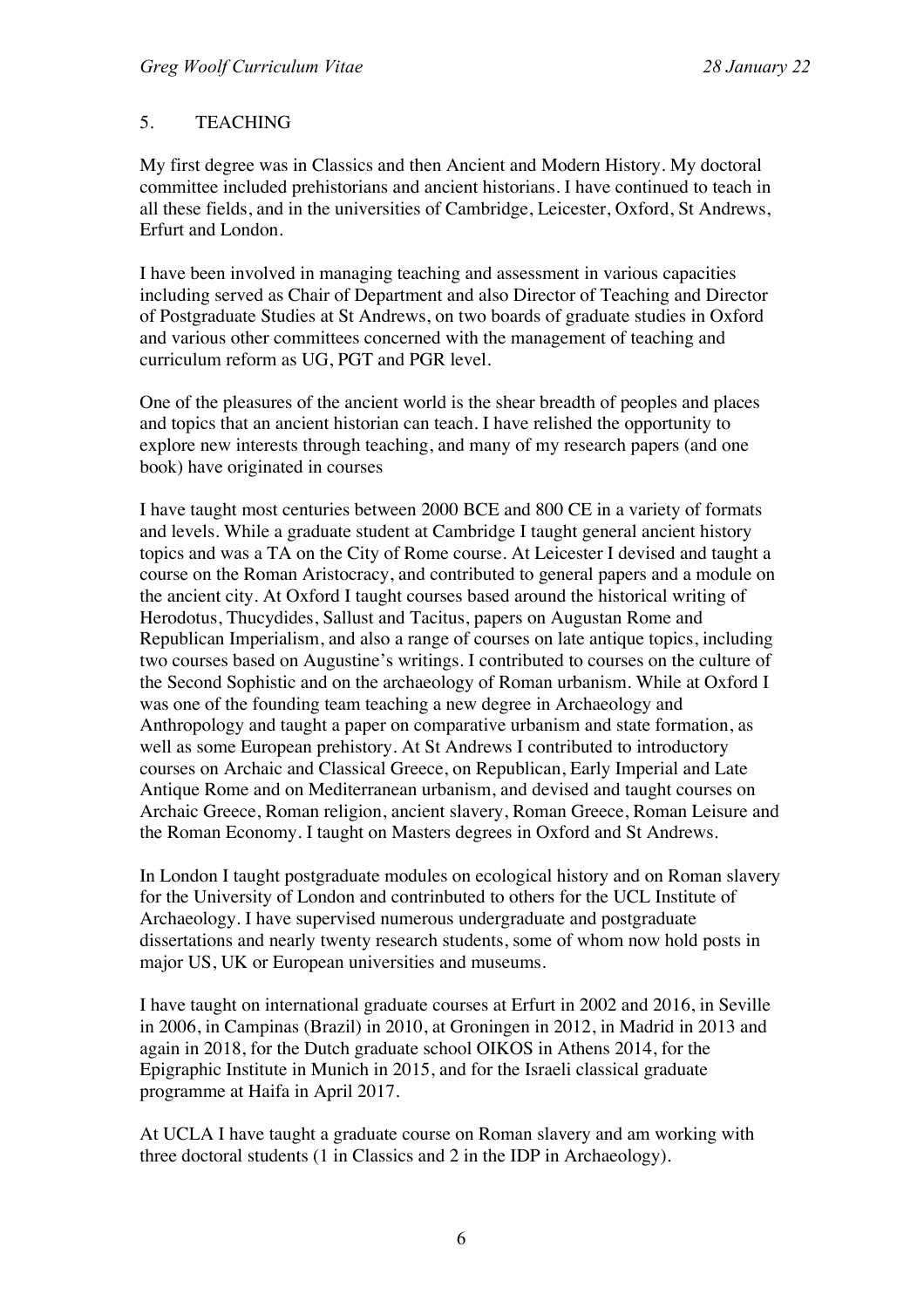## 5. TEACHING

My first degree was in Classics and then Ancient and Modern History. My doctoral committee included prehistorians and ancient historians. I have continued to teach in all these fields, and in the universities of Cambridge, Leicester, Oxford, St Andrews, Erfurt and London.

I have been involved in managing teaching and assessment in various capacities including served as Chair of Department and also Director of Teaching and Director of Postgraduate Studies at St Andrews, on two boards of graduate studies in Oxford and various other committees concerned with the management of teaching and curriculum reform as UG, PGT and PGR level.

One of the pleasures of the ancient world is the shear breadth of peoples and places and topics that an ancient historian can teach. I have relished the opportunity to explore new interests through teaching, and many of my research papers (and one book) have originated in courses

I have taught most centuries between 2000 BCE and 800 CE in a variety of formats and levels. While a graduate student at Cambridge I taught general ancient history topics and was a TA on the City of Rome course. At Leicester I devised and taught a course on the Roman Aristocracy, and contributed to general papers and a module on the ancient city. At Oxford I taught courses based around the historical writing of Herodotus, Thucydides, Sallust and Tacitus, papers on Augustan Rome and Republican Imperialism, and also a range of courses on late antique topics, including two courses based on Augustine's writings. I contributed to courses on the culture of the Second Sophistic and on the archaeology of Roman urbanism. While at Oxford I was one of the founding team teaching a new degree in Archaeology and Anthropology and taught a paper on comparative urbanism and state formation, as well as some European prehistory. At St Andrews I contributed to introductory courses on Archaic and Classical Greece, on Republican, Early Imperial and Late Antique Rome and on Mediterranean urbanism, and devised and taught courses on Archaic Greece, Roman religion, ancient slavery, Roman Greece, Roman Leisure and the Roman Economy. I taught on Masters degrees in Oxford and St Andrews.

In London I taught postgraduate modules on ecological history and on Roman slavery for the University of London and contrinbuted to others for the UCL Institute of Archaeology. I have supervised numerous undergraduate and postgraduate dissertations and nearly twenty research students, some of whom now hold posts in major US, UK or European universities and museums.

I have taught on international graduate courses at Erfurt in 2002 and 2016, in Seville in 2006, in Campinas (Brazil) in 2010, at Groningen in 2012, in Madrid in 2013 and again in 2018, for the Dutch graduate school OIKOS in Athens 2014, for the Epigraphic Institute in Munich in 2015, and for the Israeli classical graduate programme at Haifa in April 2017.

At UCLA I have taught a graduate course on Roman slavery and am working with three doctoral students (1 in Classics and 2 in the IDP in Archaeology).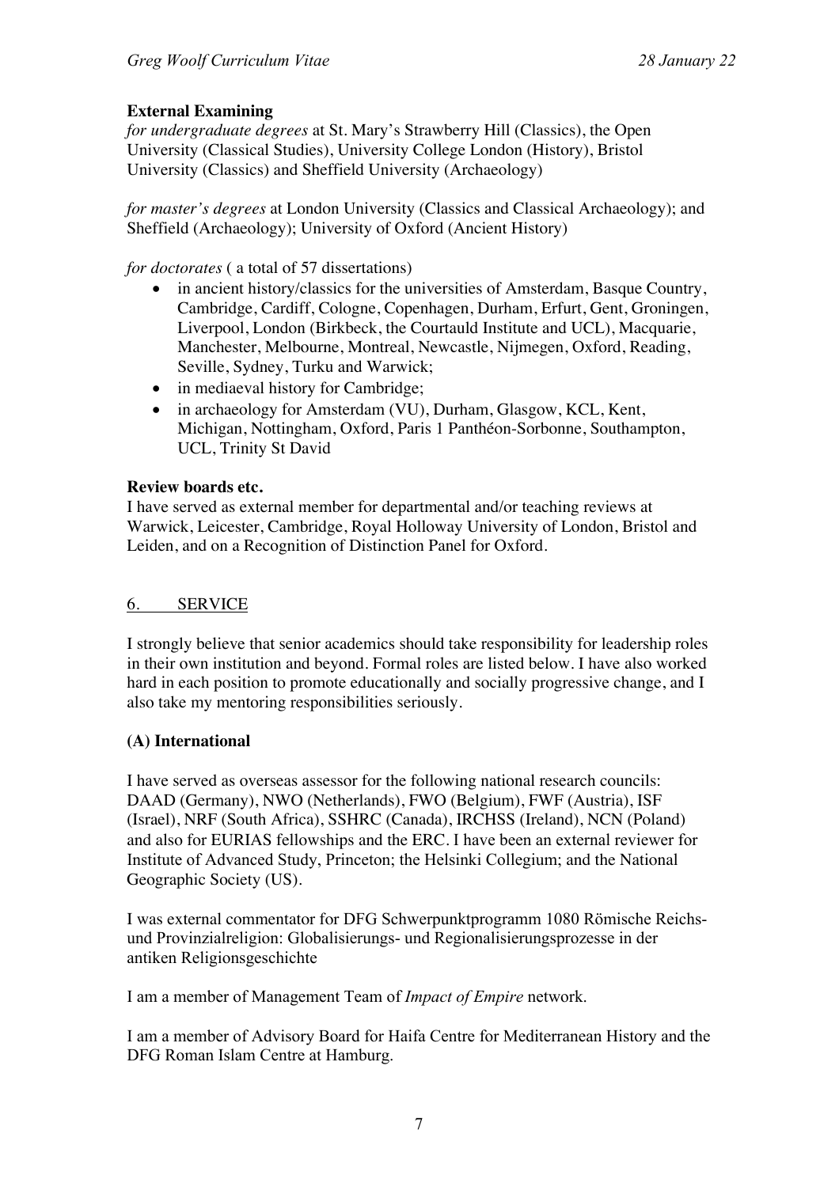**External Examining**

*for undergraduate degrees* at St. Mary's Strawberry Hill (Classics), the Open University (Classical Studies), University College London (History), Bristol University (Classics) and Sheffield University (Archaeology)

*for master's degrees* at London University (Classics and Classical Archaeology); and Sheffield (Archaeology); University of Oxford (Ancient History)

*for doctorates* ( a total of 57 dissertations)

- in ancient history/classics for the universities of Amsterdam, Basque Country, Cambridge, Cardiff, Cologne, Copenhagen, Durham, Erfurt, Gent, Groningen, Liverpool, London (Birkbeck, the Courtauld Institute and UCL), Macquarie, Manchester, Melbourne, Montreal, Newcastle, Nijmegen, Oxford, Reading, Seville, Sydney, Turku and Warwick;
- in mediaeval history for Cambridge;
- in archaeology for Amsterdam (VU), Durham, Glasgow, KCL, Kent, Michigan, Nottingham, Oxford, Paris 1 Panthéon-Sorbonne, Southampton, UCL, Trinity St David

**Review boards etc.**

I have served as external member for departmental and/or teaching reviews at Warwick, Leicester, Cambridge, Royal Holloway University of London, Bristol and Leiden, and on a Recognition of Distinction Panel for Oxford.

## 6. SERVICE

I strongly believe that senior academics should take responsibility for leadership roles in their own institution and beyond. Formal roles are listed below. I have also worked hard in each position to promote educationally and socially progressive change, and I also take my mentoring responsibilities seriously.

### (A) International

I have served as overseas assessor for the following national research councils: DAAD (Germany), NWO (Netherlands), FWO (Belgium), FWF (Austria), ISF (Israel), NRF (South Africa), SSHRC (Canada), IRCHSS (Ireland), NCN (Poland) and also for EURIAS fellowships and the ERC. I have been an external reviewer for Institute of Advanced Study, Princeton; the Helsinki Collegium; and the National Geographic Society (US).

I was external commentator for DFG Schwerpunktprogramm 1080 Römische Reichs- und Provinzialreligion: Globalisierungs- und Regionalisierungsprozesse in der antiken Religionsgeschichte

I am a member of Management Team of *Impact of Empire* network.

I am a member of Advisory Board for Haifa Centre for Mediterranean History and the DFG Roman Islam Centre at Hamburg.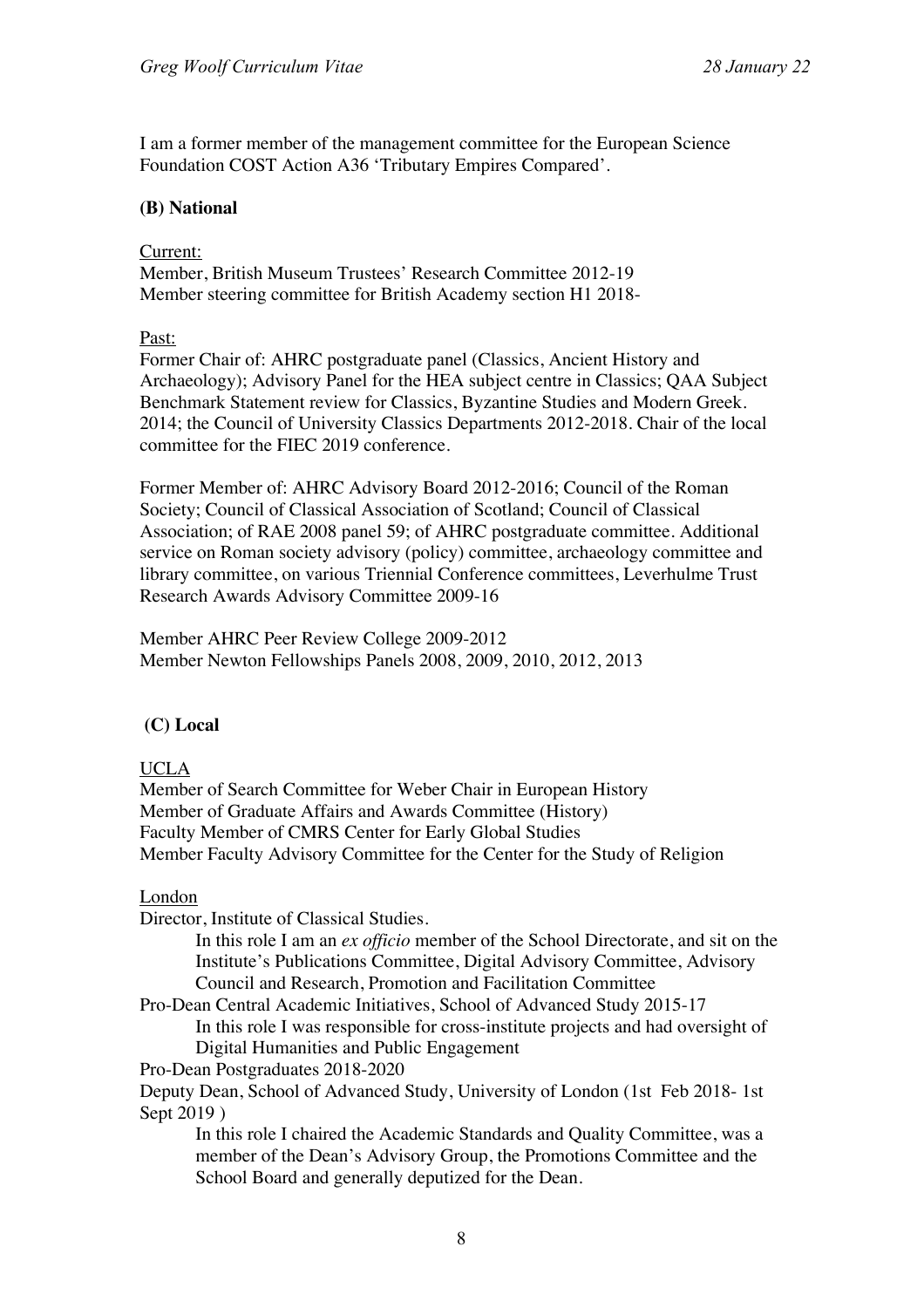I am a former member of the management committee for the European Science Foundation COST Action A36 'Tributary Empires Compared'.

**(B) National**

Current:
Member, British Museum Trustees' Research Committee 2012-19
Member steering committee for British Academy section H1 2018-

Past:
Former Chair of: AHRC postgraduate panel (Classics, Ancient History and Archaeology); Advisory Panel for the HEA subject centre in Classics; QAA Subject Benchmark Statement review for Classics, Byzantine Studies and Modern Greek. 2014; the Council of University Classics Departments 2012-2018. Chair of the local committee for the FIEC 2019 conference.

Former Member of: AHRC Advisory Board 2012-2016; Council of the Roman Society; Council of Classical Association of Scotland; Council of Classical Association; of RAE 2008 panel 59; of AHRC postgraduate committee. Additional service on Roman society advisory (policy) committee, archaeology committee and library committee, on various Triennial Conference committees, Leverhulme Trust Research Awards Advisory Committee 2009-16

Member AHRC Peer Review College 2009-2012
Member Newton Fellowships Panels 2008, 2009, 2010, 2012, 2013

**(C) Local**

UCLA
Member of Search Committee for Weber Chair in European History
Member of Graduate Affairs and Awards Committee (History)
Faculty Member of CMRS Center for Early Global Studies
Member Faculty Advisory Committee for the Center for the Study of Religion

London
Director, Institute of Classical Studies.

> In this role I am an *ex officio* member of the School Directorate, and sit on the Institute's Publications Committee, Digital Advisory Committee, Advisory Council and Research, Promotion and Facilitation Committee

Pro-Dean Central Academic Initiatives, School of Advanced Study 2015-17

> In this role I was responsible for cross-institute projects and had oversight of Digital Humanities and Public Engagement

Pro-Dean Postgraduates 2018-2020
Deputy Dean, School of Advanced Study, University of London (1st Feb 2018- 1st Sept 2019 )

> In this role I chaired the Academic Standards and Quality Committee, was a member of the Dean's Advisory Group, the Promotions Committee and the School Board and generally deputized for the Dean.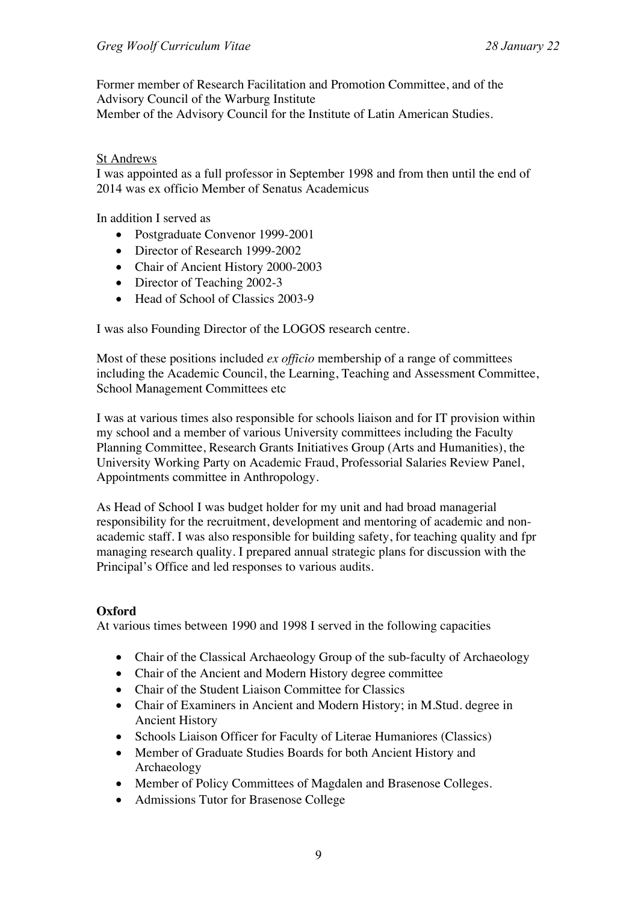Former member of Research Facilitation and Promotion Committee, and of the Advisory Council of the Warburg Institute
Member of the Advisory Council for the Institute of Latin American Studies.

St Andrews

I was appointed as a full professor in September 1998 and from then until the end of 2014 was ex officio Member of Senatus Academicus

In addition I served as

- Postgraduate Convenor 1999-2001
- Director of Research 1999-2002
- Chair of Ancient History 2000-2003
- Director of Teaching 2002-3
- Head of School of Classics 2003-9

I was also Founding Director of the LOGOS research centre.

Most of these positions included *ex officio* membership of a range of committees including the Academic Council, the Learning, Teaching and Assessment Committee, School Management Committees etc

I was at various times also responsible for schools liaison and for IT provision within my school and a member of various University committees including the Faculty Planning Committee, Research Grants Initiatives Group (Arts and Humanities), the University Working Party on Academic Fraud, Professorial Salaries Review Panel, Appointments committee in Anthropology.

As Head of School I was budget holder for my unit and had broad managerial responsibility for the recruitment, development and mentoring of academic and non-academic staff. I was also responsible for building safety, for teaching quality and fpr managing research quality. I prepared annual strategic plans for discussion with the Principal's Office and led responses to various audits.

**Oxford**

At various times between 1990 and 1998 I served in the following capacities

- Chair of the Classical Archaeology Group of the sub-faculty of Archaeology
- Chair of the Ancient and Modern History degree committee
- Chair of the Student Liaison Committee for Classics
- Chair of Examiners in Ancient and Modern History; in M.Stud. degree in Ancient History
- Schools Liaison Officer for Faculty of Literae Humaniores (Classics)
- Member of Graduate Studies Boards for both Ancient History and Archaeology
- Member of Policy Committees of Magdalen and Brasenose Colleges.
- Admissions Tutor for Brasenose College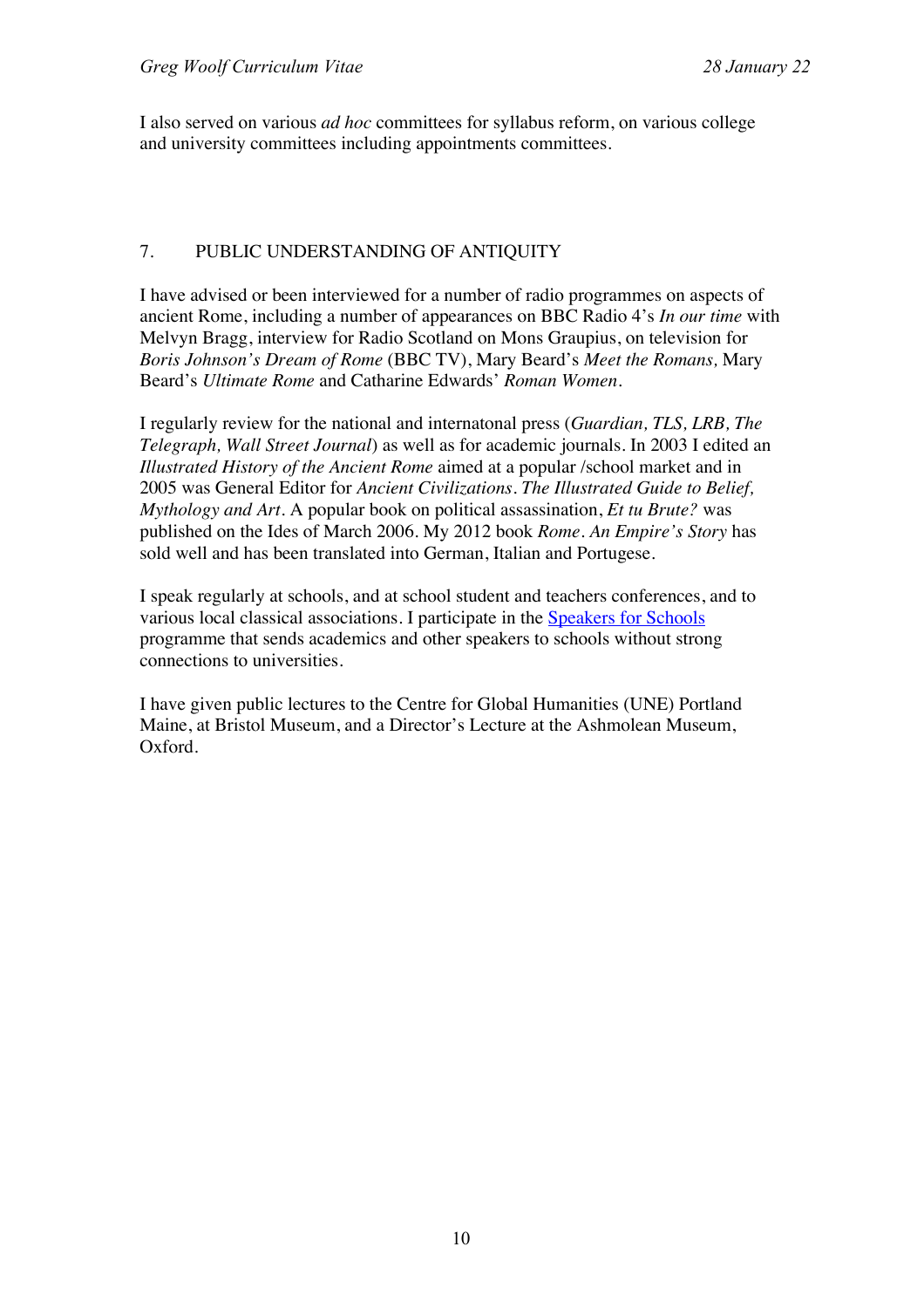I also served on various *ad hoc* committees for syllabus reform, on various college and university committees including appointments committees.

## 7. PUBLIC UNDERSTANDING OF ANTIQUITY

I have advised or been interviewed for a number of radio programmes on aspects of ancient Rome, including a number of appearances on BBC Radio 4's *In our time* with Melvyn Bragg, interview for Radio Scotland on Mons Graupius, on television for *Boris Johnson's Dream of Rome* (BBC TV), Mary Beard's *Meet the Romans,* Mary Beard's *Ultimate Rome* and Catharine Edwards' *Roman Women*.

I regularly review for the national and internatonal press (*Guardian, TLS, LRB, The Telegraph, Wall Street Journal*) as well as for academic journals. In 2003 I edited an *Illustrated History of the Ancient Rome* aimed at a popular /school market and in 2005 was General Editor for *Ancient Civilizations. The Illustrated Guide to Belief, Mythology and Art*. A popular book on political assassination, *Et tu Brute?* was published on the Ides of March 2006. My 2012 book *Rome. An Empire's Story* has sold well and has been translated into German, Italian and Portugese.

I speak regularly at schools, and at school student and teachers conferences, and to various local classical associations. I participate in the [Speakers for Schools] programme that sends academics and other speakers to schools without strong connections to universities.

I have given public lectures to the Centre for Global Humanities (UNE) Portland Maine, at Bristol Museum, and a Director's Lecture at the Ashmolean Museum, Oxford.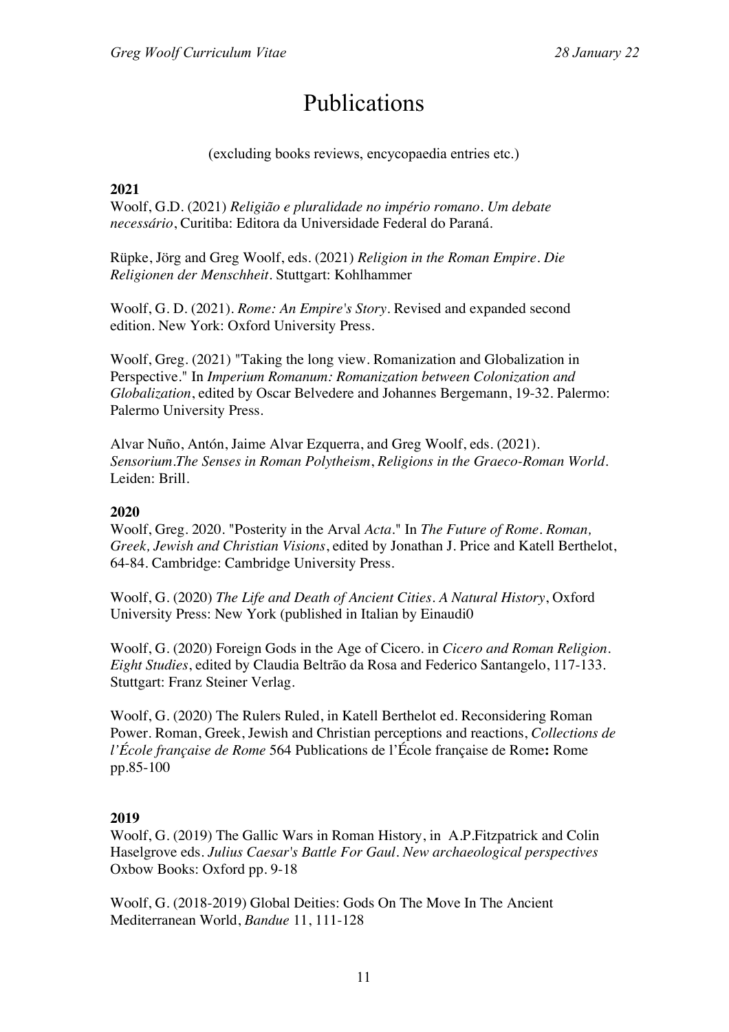# Publications

(excluding books reviews, encycopaedia entries etc.)

**2021**

Woolf, G.D. (2021) *Religião e pluralidade no império romano. Um debate necessário*, Curitiba: Editora da Universidade Federal do Paraná.

Rüpke, Jörg and Greg Woolf, eds. (2021) *Religion in the Roman Empire. Die Religionen der Menschheit*. Stuttgart: Kohlhammer

Woolf, G. D. (2021). *Rome: An Empire's Story*. Revised and expanded second edition. New York: Oxford University Press.

Woolf, Greg. (2021) "Taking the long view. Romanization and Globalization in Perspective." In *Imperium Romanum: Romanization between Colonization and Globalization*, edited by Oscar Belvedere and Johannes Bergemann, 19-32. Palermo: Palermo University Press.

Alvar Nuño, Antón, Jaime Alvar Ezquerra, and Greg Woolf, eds. (2021). *Sensorium.The Senses in Roman Polytheism*, *Religions in the Graeco-Roman World*. Leiden: Brill.

**2020**

Woolf, Greg. 2020. "Posterity in the Arval *Acta*." In *The Future of Rome. Roman, Greek, Jewish and Christian Visions*, edited by Jonathan J. Price and Katell Berthelot, 64-84. Cambridge: Cambridge University Press.

Woolf, G. (2020) *The Life and Death of Ancient Cities. A Natural History*, Oxford University Press: New York (published in Italian by Einaudi0

Woolf, G. (2020) Foreign Gods in the Age of Cicero. in *Cicero and Roman Religion. Eight Studies*, edited by Claudia Beltrão da Rosa and Federico Santangelo, 117-133. Stuttgart: Franz Steiner Verlag.

Woolf, G. (2020) The Rulers Ruled, in Katell Berthelot ed. Reconsidering Roman Power. Roman, Greek, Jewish and Christian perceptions and reactions, *Collections de l'École française de Rome* 564 Publications de l'École française de Rome**:** Rome pp.85-100

**2019**

Woolf, G. (2019) The Gallic Wars in Roman History, in A.P.Fitzpatrick and Colin Haselgrove eds. *Julius Caesar's Battle For Gaul. New archaeological perspectives* Oxbow Books: Oxford pp. 9-18

Woolf, G. (2018-2019) Global Deities: Gods On The Move In The Ancient Mediterranean World, *Bandue* 11, 111-128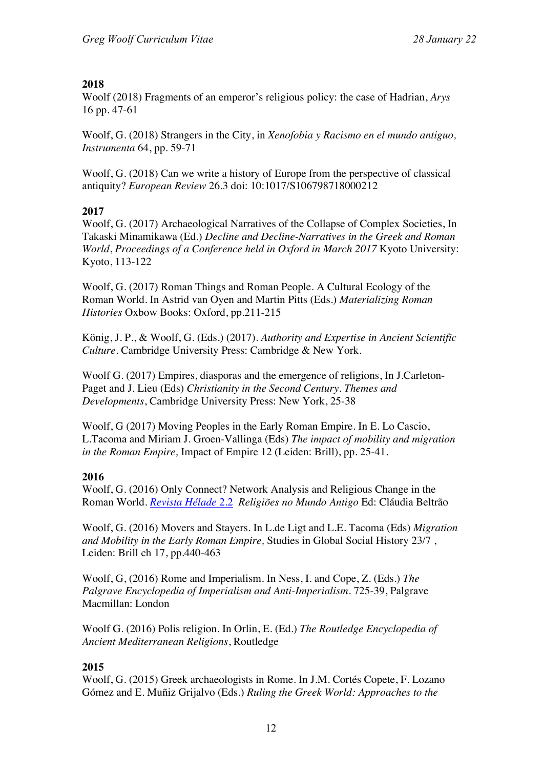**2018**

Woolf (2018) Fragments of an emperor's religious policy: the case of Hadrian, *Arys* 16 pp. 47-61

Woolf, G. (2018) Strangers in the City, in *Xenofobia y Racismo en el mundo antiguo, Instrumenta* 64, pp. 59-71

Woolf, G. (2018) Can we write a history of Europe from the perspective of classical antiquity? *European Review* 26.3 doi: 10:1017/S106798718000212

**2017**

Woolf, G. (2017) Archaeological Narratives of the Collapse of Complex Societies, In Takaski Minamikawa (Ed.) *Decline and Decline-Narratives in the Greek and Roman World*, *Proceedings of a Conference held in Oxford in March 2017* Kyoto University: Kyoto, 113-122

Woolf, G. (2017) Roman Things and Roman People. A Cultural Ecology of the Roman World. In Astrid van Oyen and Martin Pitts (Eds.) *Materializing Roman Histories* Oxbow Books: Oxford, pp.211-215

König, J. P., & Woolf, G. (Eds.) (2017). *Authority and Expertise in Ancient Scientific Culture*. Cambridge University Press: Cambridge & New York.

Woolf G. (2017) Empires, diasporas and the emergence of religions, In J.Carleton-Paget and J. Lieu (Eds) *Christianity in the Second Century. Themes and Developments*, Cambridge University Press: New York, 25-38

Woolf, G (2017) Moving Peoples in the Early Roman Empire. In E. Lo Cascio, L.Tacoma and Miriam J. Groen-Vallinga (Eds) *The impact of mobility and migration in the Roman Empire,* Impact of Empire 12 (Leiden: Brill), pp. 25-41.

**2016**

Woolf, G. (2016) Only Connect? Network Analysis and Religious Change in the Roman World. *Revista Hélade* 2.2 *Religiões no Mundo Antigo* Ed: Cláudia Beltrão

Woolf, G. (2016) Movers and Stayers. In L.de Ligt and L.E. Tacoma (Eds) *Migration and Mobility in the Early Roman Empire,* Studies in Global Social History 23/7 , Leiden: Brill ch 17, pp.440-463

Woolf, G, (2016) Rome and Imperialism. In Ness, I. and Cope, Z. (Eds.) *The Palgrave Encyclopedia of Imperialism and Anti-Imperialism*. 725-39, Palgrave Macmillan: London

Woolf G. (2016) Polis religion. In Orlin, E. (Ed.) *The Routledge Encyclopedia of Ancient Mediterranean Religions*, Routledge

**2015**

Woolf, G. (2015) Greek archaeologists in Rome. In J.M. Cortés Copete, F. Lozano Gómez and E. Muñiz Grijalvo (Eds.) *Ruling the Greek World: Approaches to the*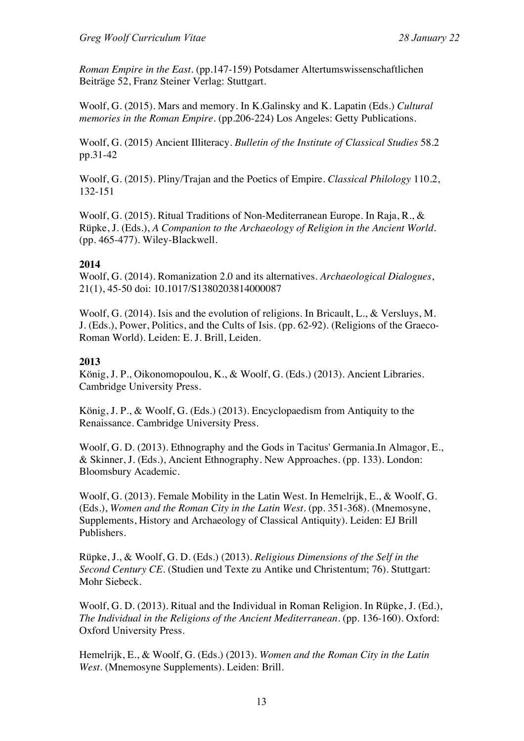*Roman Empire in the East*. (pp.147-159) Potsdamer Altertumswissenschaftlichen Beiträge 52, Franz Steiner Verlag: Stuttgart.

Woolf, G. (2015). Mars and memory. In K.Galinsky and K. Lapatin (Eds.) *Cultural memories in the Roman Empire*. (pp.206-224) Los Angeles: Getty Publications.

Woolf, G. (2015) Ancient Illiteracy. *Bulletin of the Institute of Classical Studies* 58.2 pp.31-42

Woolf, G. (2015). Pliny/Trajan and the Poetics of Empire. *Classical Philology* 110.2, 132-151

Woolf, G. (2015). Ritual Traditions of Non-Mediterranean Europe. In Raja, R., & Rüpke, J. (Eds.), *A Companion to the Archaeology of Religion in the Ancient World*. (pp. 465-477). Wiley-Blackwell.

**2014**

Woolf, G. (2014). Romanization 2.0 and its alternatives. *Archaeological Dialogues*, 21(1), 45-50 doi: 10.1017/S1380203814000087

Woolf, G. (2014). Isis and the evolution of religions. In Bricault, L., & Versluys, M. J. (Eds.), Power, Politics, and the Cults of Isis. (pp. 62-92). (Religions of the Graeco-Roman World). Leiden: E. J. Brill, Leiden.

**2013**

König, J. P., Oikonomopoulou, K., & Woolf, G. (Eds.) (2013). Ancient Libraries. Cambridge University Press.

König, J. P., & Woolf, G. (Eds.) (2013). Encyclopaedism from Antiquity to the Renaissance. Cambridge University Press.

Woolf, G. D. (2013). Ethnography and the Gods in Tacitus' Germania.In Almagor, E., & Skinner, J. (Eds.), Ancient Ethnography. New Approaches. (pp. 133). London: Bloomsbury Academic.

Woolf, G. (2013). Female Mobility in the Latin West. In Hemelrijk, E., & Woolf, G. (Eds.), *Women and the Roman City in the Latin West*. (pp. 351-368). (Mnemosyne, Supplements, History and Archaeology of Classical Antiquity). Leiden: EJ Brill Publishers.

Rüpke, J., & Woolf, G. D. (Eds.) (2013). *Religious Dimensions of the Self in the Second Century CE*. (Studien und Texte zu Antike und Christentum; 76). Stuttgart: Mohr Siebeck.

Woolf, G. D. (2013). Ritual and the Individual in Roman Religion. In Rüpke, J. (Ed.), *The Individual in the Religions of the Ancient Mediterranean*. (pp. 136-160). Oxford: Oxford University Press.

Hemelrijk, E., & Woolf, G. (Eds.) (2013). *Women and the Roman City in the Latin West*. (Mnemosyne Supplements). Leiden: Brill.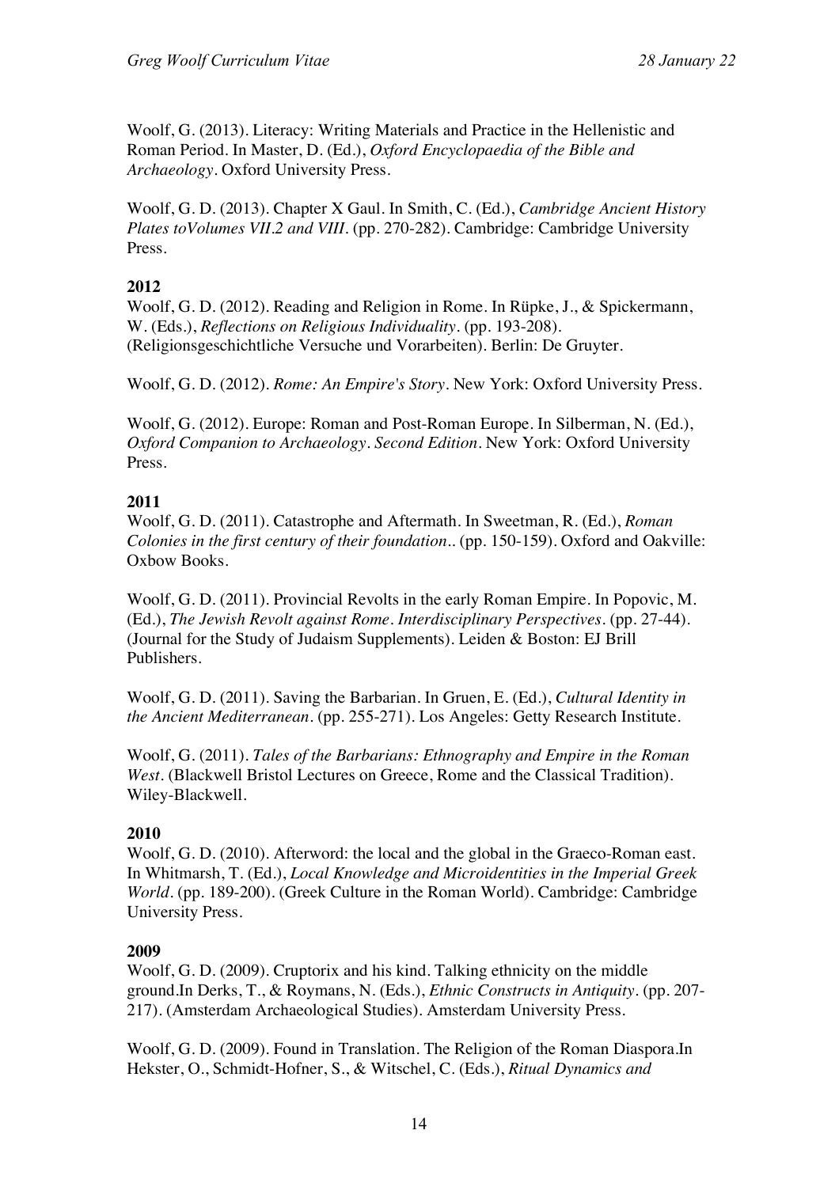Woolf, G. (2013). Literacy: Writing Materials and Practice in the Hellenistic and Roman Period. In Master, D. (Ed.), *Oxford Encyclopaedia of the Bible and Archaeology*. Oxford University Press.

Woolf, G. D. (2013). Chapter X Gaul. In Smith, C. (Ed.), *Cambridge Ancient History Plates toVolumes VII.2 and VIII*. (pp. 270-282). Cambridge: Cambridge University Press.

**2012**

Woolf, G. D. (2012). Reading and Religion in Rome. In Rüpke, J., & Spickermann, W. (Eds.), *Reflections on Religious Individuality*. (pp. 193-208). (Religionsgeschichtliche Versuche und Vorarbeiten). Berlin: De Gruyter.

Woolf, G. D. (2012). *Rome: An Empire's Story*. New York: Oxford University Press.

Woolf, G. (2012). Europe: Roman and Post-Roman Europe. In Silberman, N. (Ed.), *Oxford Companion to Archaeology. Second Edition*. New York: Oxford University Press.

**2011**

Woolf, G. D. (2011). Catastrophe and Aftermath. In Sweetman, R. (Ed.), *Roman Colonies in the first century of their foundation.*. (pp. 150-159). Oxford and Oakville: Oxbow Books.

Woolf, G. D. (2011). Provincial Revolts in the early Roman Empire. In Popovic, M. (Ed.), *The Jewish Revolt against Rome. Interdisciplinary Perspectives*. (pp. 27-44). (Journal for the Study of Judaism Supplements). Leiden & Boston: EJ Brill Publishers.

Woolf, G. D. (2011). Saving the Barbarian. In Gruen, E. (Ed.), *Cultural Identity in the Ancient Mediterranean*. (pp. 255-271). Los Angeles: Getty Research Institute.

Woolf, G. (2011). *Tales of the Barbarians: Ethnography and Empire in the Roman West*. (Blackwell Bristol Lectures on Greece, Rome and the Classical Tradition). Wiley-Blackwell.

**2010**

Woolf, G. D. (2010). Afterword: the local and the global in the Graeco-Roman east. In Whitmarsh, T. (Ed.), *Local Knowledge and Microidentities in the Imperial Greek World*. (pp. 189-200). (Greek Culture in the Roman World). Cambridge: Cambridge University Press.

**2009**

Woolf, G. D. (2009). Cruptorix and his kind. Talking ethnicity on the middle ground.In Derks, T., & Roymans, N. (Eds.), *Ethnic Constructs in Antiquity*. (pp. 207-217). (Amsterdam Archaeological Studies). Amsterdam University Press.

Woolf, G. D. (2009). Found in Translation. The Religion of the Roman Diaspora.In Hekster, O., Schmidt-Hofner, S., & Witschel, C. (Eds.), *Ritual Dynamics and*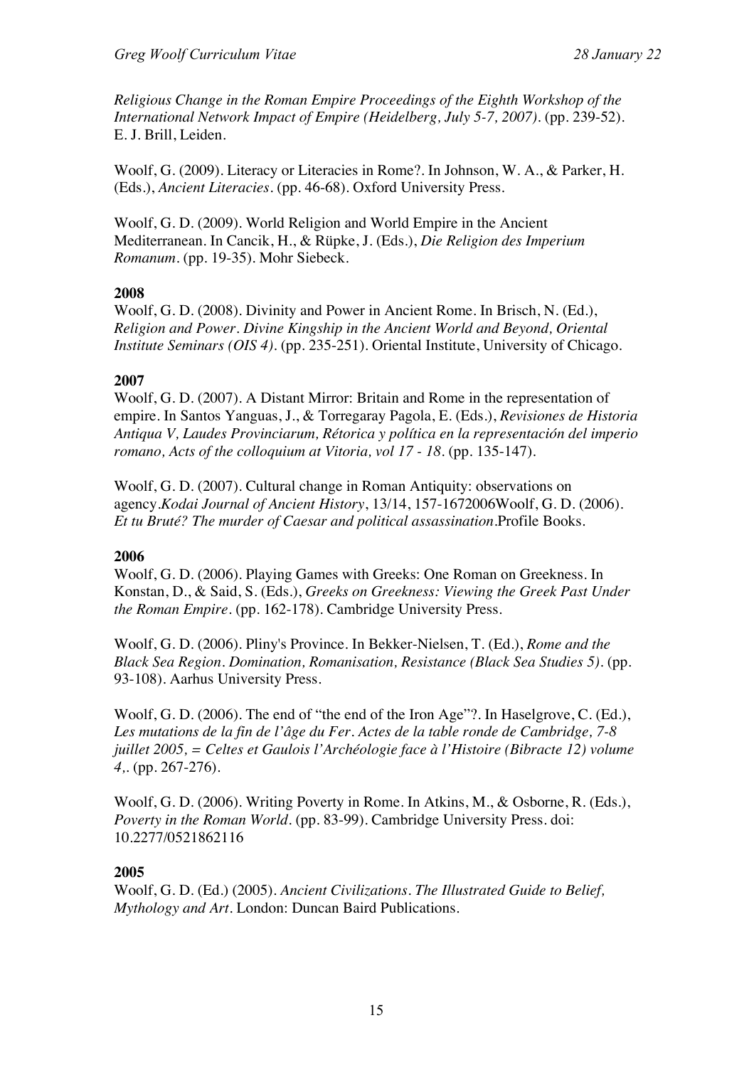*Religious Change in the Roman Empire Proceedings of the Eighth Workshop of the International Network Impact of Empire (Heidelberg, July 5-7, 2007)*. (pp. 239-52). E. J. Brill, Leiden.

Woolf, G. (2009). Literacy or Literacies in Rome?. In Johnson, W. A., & Parker, H. (Eds.), *Ancient Literacies*. (pp. 46-68). Oxford University Press.

Woolf, G. D. (2009). World Religion and World Empire in the Ancient Mediterranean. In Cancik, H., & Rüpke, J. (Eds.), *Die Religion des Imperium Romanum*. (pp. 19-35). Mohr Siebeck.

**2008**

Woolf, G. D. (2008). Divinity and Power in Ancient Rome. In Brisch, N. (Ed.), *Religion and Power. Divine Kingship in the Ancient World and Beyond, Oriental Institute Seminars (OIS 4)*. (pp. 235-251). Oriental Institute, University of Chicago.

**2007**

Woolf, G. D. (2007). A Distant Mirror: Britain and Rome in the representation of empire. In Santos Yanguas, J., & Torregaray Pagola, E. (Eds.), *Revisiones de Historia Antiqua V, Laudes Provinciarum, Rétorica y política en la representación del imperio romano, Acts of the colloquium at Vitoria, vol 17 - 18*. (pp. 135-147).

Woolf, G. D. (2007). Cultural change in Roman Antiquity: observations on agency.*Kodai Journal of Ancient History*, 13/14, 157-1672006Woolf, G. D. (2006). *Et tu Bruté? The murder of Caesar and political assassination*.Profile Books.

**2006**

Woolf, G. D. (2006). Playing Games with Greeks: One Roman on Greekness. In Konstan, D., & Said, S. (Eds.), *Greeks on Greekness: Viewing the Greek Past Under the Roman Empire*. (pp. 162-178). Cambridge University Press.

Woolf, G. D. (2006). Pliny's Province. In Bekker-Nielsen, T. (Ed.), *Rome and the Black Sea Region. Domination, Romanisation, Resistance (Black Sea Studies 5)*. (pp. 93-108). Aarhus University Press.

Woolf, G. D. (2006). The end of "the end of the Iron Age"?. In Haselgrove, C. (Ed.), *Les mutations de la fin de l'âge du Fer. Actes de la table ronde de Cambridge, 7-8 juillet 2005, = Celtes et Gaulois l'Archéologie face à l'Histoire (Bibracte 12) volume 4,*. (pp. 267-276).

Woolf, G. D. (2006). Writing Poverty in Rome. In Atkins, M., & Osborne, R. (Eds.), *Poverty in the Roman World*. (pp. 83-99). Cambridge University Press. doi: 10.2277/0521862116

**2005**

Woolf, G. D. (Ed.) (2005). *Ancient Civilizations. The Illustrated Guide to Belief, Mythology and Art*. London: Duncan Baird Publications.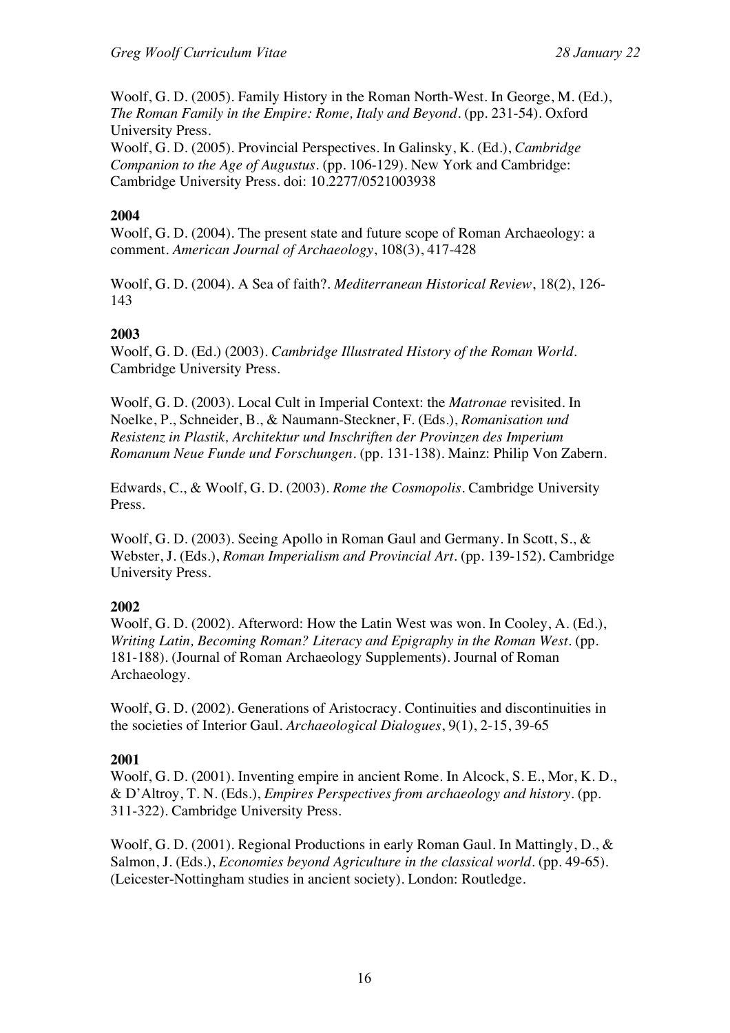Woolf, G. D. (2005). Family History in the Roman North-West. In George, M. (Ed.), *The Roman Family in the Empire: Rome, Italy and Beyond*. (pp. 231-54). Oxford University Press.
Woolf, G. D. (2005). Provincial Perspectives. In Galinsky, K. (Ed.), *Cambridge Companion to the Age of Augustus*. (pp. 106-129). New York and Cambridge: Cambridge University Press. doi: 10.2277/0521003938

**2004**
Woolf, G. D. (2004). The present state and future scope of Roman Archaeology: a comment. *American Journal of Archaeology*, 108(3), 417-428

Woolf, G. D. (2004). A Sea of faith?. *Mediterranean Historical Review*, 18(2), 126-143

**2003**
Woolf, G. D. (Ed.) (2003). *Cambridge Illustrated History of the Roman World*. Cambridge University Press.

Woolf, G. D. (2003). Local Cult in Imperial Context: the *Matronae* revisited. In Noelke, P., Schneider, B., & Naumann-Steckner, F. (Eds.), *Romanisation und Resistenz in Plastik, Architektur und Inschriften der Provinzen des Imperium Romanum Neue Funde und Forschungen*. (pp. 131-138). Mainz: Philip Von Zabern.

Edwards, C., & Woolf, G. D. (2003). *Rome the Cosmopolis*. Cambridge University Press.

Woolf, G. D. (2003). Seeing Apollo in Roman Gaul and Germany. In Scott, S., & Webster, J. (Eds.), *Roman Imperialism and Provincial Art*. (pp. 139-152). Cambridge University Press.

**2002**
Woolf, G. D. (2002). Afterword: How the Latin West was won. In Cooley, A. (Ed.), *Writing Latin, Becoming Roman? Literacy and Epigraphy in the Roman West*. (pp. 181-188). (Journal of Roman Archaeology Supplements). Journal of Roman Archaeology.

Woolf, G. D. (2002). Generations of Aristocracy. Continuities and discontinuities in the societies of Interior Gaul. *Archaeological Dialogues*, 9(1), 2-15, 39-65

**2001**
Woolf, G. D. (2001). Inventing empire in ancient Rome. In Alcock, S. E., Mor, K. D., & D'Altroy, T. N. (Eds.), *Empires Perspectives from archaeology and history*. (pp. 311-322). Cambridge University Press.

Woolf, G. D. (2001). Regional Productions in early Roman Gaul. In Mattingly, D., & Salmon, J. (Eds.), *Economies beyond Agriculture in the classical world*. (pp. 49-65). (Leicester-Nottingham studies in ancient society). London: Routledge.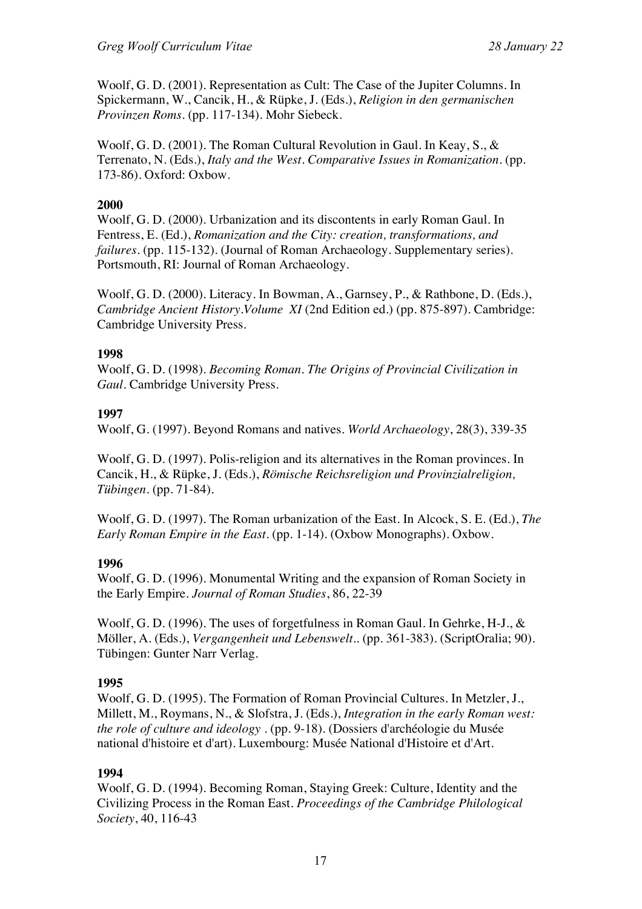Woolf, G. D. (2001). Representation as Cult: The Case of the Jupiter Columns. In Spickermann, W., Cancik, H., & Rüpke, J. (Eds.), *Religion in den germanischen Provinzen Roms*. (pp. 117-134). Mohr Siebeck.

Woolf, G. D. (2001). The Roman Cultural Revolution in Gaul. In Keay, S., & Terrenato, N. (Eds.), *Italy and the West. Comparative Issues in Romanization*. (pp. 173-86). Oxford: Oxbow.

**2000**

Woolf, G. D. (2000). Urbanization and its discontents in early Roman Gaul. In Fentress, E. (Ed.), *Romanization and the City: creation, transformations, and failures*. (pp. 115-132). (Journal of Roman Archaeology. Supplementary series). Portsmouth, RI: Journal of Roman Archaeology.

Woolf, G. D. (2000). Literacy. In Bowman, A., Garnsey, P., & Rathbone, D. (Eds.), *Cambridge Ancient History.Volume XI* (2nd Edition ed.) (pp. 875-897). Cambridge: Cambridge University Press.

**1998**

Woolf, G. D. (1998). *Becoming Roman. The Origins of Provincial Civilization in Gaul*. Cambridge University Press.

**1997**

Woolf, G. (1997). Beyond Romans and natives. *World Archaeology*, 28(3), 339-35

Woolf, G. D. (1997). Polis-religion and its alternatives in the Roman provinces. In Cancik, H., & Rüpke, J. (Eds.), *Römische Reichsreligion und Provinzialreligion, Tübingen*. (pp. 71-84).

Woolf, G. D. (1997). The Roman urbanization of the East. In Alcock, S. E. (Ed.), *The Early Roman Empire in the East*. (pp. 1-14). (Oxbow Monographs). Oxbow.

**1996**

Woolf, G. D. (1996). Monumental Writing and the expansion of Roman Society in the Early Empire. *Journal of Roman Studies*, 86, 22-39

Woolf, G. D. (1996). The uses of forgetfulness in Roman Gaul. In Gehrke, H-J., & Möller, A. (Eds.), *Vergangenheit und Lebenswelt*.. (pp. 361-383). (ScriptOralia; 90). Tübingen: Gunter Narr Verlag.

**1995**

Woolf, G. D. (1995). The Formation of Roman Provincial Cultures. In Metzler, J., Millett, M., Roymans, N., & Slofstra, J. (Eds.), *Integration in the early Roman west: the role of culture and ideology* . (pp. 9-18). (Dossiers d'archéologie du Musée national d'histoire et d'art). Luxembourg: Musée National d'Histoire et d'Art.

**1994**

Woolf, G. D. (1994). Becoming Roman, Staying Greek: Culture, Identity and the Civilizing Process in the Roman East. *Proceedings of the Cambridge Philological Society*, 40, 116-43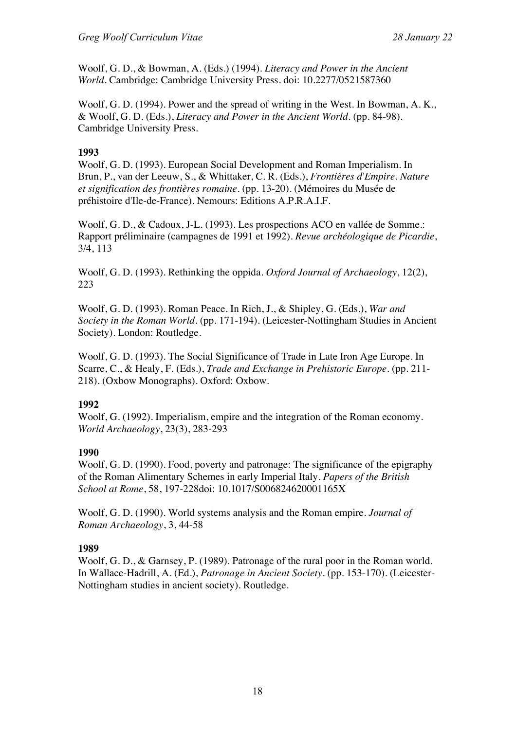Woolf, G. D., & Bowman, A. (Eds.) (1994). *Literacy and Power in the Ancient World*. Cambridge: Cambridge University Press. doi: 10.2277/0521587360

Woolf, G. D. (1994). Power and the spread of writing in the West. In Bowman, A. K., & Woolf, G. D. (Eds.), *Literacy and Power in the Ancient World*. (pp. 84-98). Cambridge University Press.

**1993**

Woolf, G. D. (1993). European Social Development and Roman Imperialism. In Brun, P., van der Leeuw, S., & Whittaker, C. R. (Eds.), *Frontières d'Empire. Nature et signification des frontières romaine*. (pp. 13-20). (Mémoires du Musée de préhistoire d'Ile-de-France). Nemours: Editions A.P.R.A.I.F.

Woolf, G. D., & Cadoux, J-L. (1993). Les prospections ACO en vallée de Somme.: Rapport préliminaire (campagnes de 1991 et 1992). *Revue archéologique de Picardie*, 3/4, 113

Woolf, G. D. (1993). Rethinking the oppida. *Oxford Journal of Archaeology*, 12(2), 223

Woolf, G. D. (1993). Roman Peace. In Rich, J., & Shipley, G. (Eds.), *War and Society in the Roman World*. (pp. 171-194). (Leicester-Nottingham Studies in Ancient Society). London: Routledge.

Woolf, G. D. (1993). The Social Significance of Trade in Late Iron Age Europe. In Scarre, C., & Healy, F. (Eds.), *Trade and Exchange in Prehistoric Europe*. (pp. 211-218). (Oxbow Monographs). Oxford: Oxbow.

**1992**

Woolf, G. (1992). Imperialism, empire and the integration of the Roman economy. *World Archaeology*, 23(3), 283-293

**1990**

Woolf, G. D. (1990). Food, poverty and patronage: The significance of the epigraphy of the Roman Alimentary Schemes in early Imperial Italy. *Papers of the British School at Rome*, 58, 197-228doi: 10.1017/S006824620001165X

Woolf, G. D. (1990). World systems analysis and the Roman empire. *Journal of Roman Archaeology*, 3, 44-58

**1989**

Woolf, G. D., & Garnsey, P. (1989). Patronage of the rural poor in the Roman world. In Wallace-Hadrill, A. (Ed.), *Patronage in Ancient Society*. (pp. 153-170). (Leicester-Nottingham studies in ancient society). Routledge.